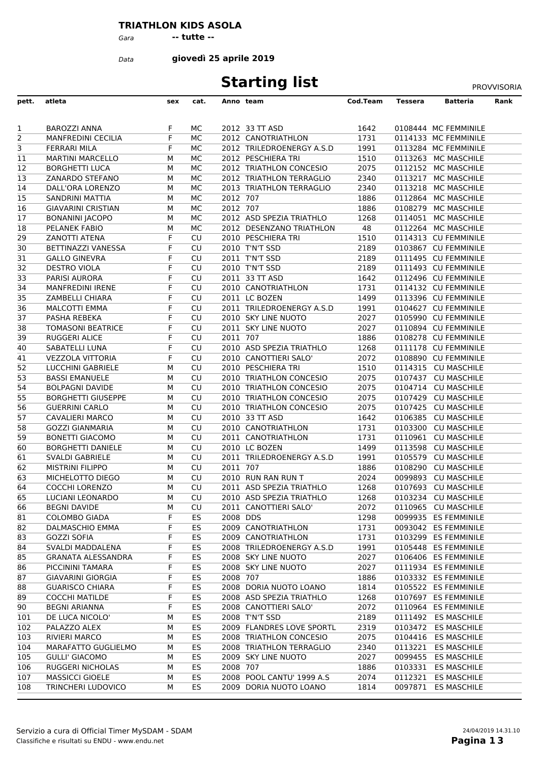**TRIATHLON KIDS ASOLA**

*Gara* **-- tutte --**

*Data* **giovedì 25 aprile 2019**

# Starting list

PROVVISORIA

| pett. | atleta | sex | cat. | Anno | team | Cod.Team | Tessera | Batteria | Rank |
|---|---|---|---|---|---|---|---|---|---|
| 1 | BAROZZI ANNA | F | MC | 2012 | 33 TT ASD | 1642 | 0108444 | MC FEMMINILE | |
| 2 | MANFREDINI CECILIA | F | MC | 2012 | CANOTRIATHLON | 1731 | 0114133 | MC FEMMINILE | |
| 3 | FERRARI MILA | F | MC | 2012 | TRILEDROENERGY A.S.D | 1991 | 0113284 | MC FEMMINILE | |
| 11 | MARTINI MARCELLO | M | MC | 2012 | PESCHIERA TRI | 1510 | 0113263 | MC MASCHILE | |
| 12 | BORGHETTI LUCA | M | MC | 2012 | TRIATHLON CONCESIO | 2075 | 0112152 | MC MASCHILE | |
| 13 | ZANARDO STEFANO | M | MC | 2012 | TRIATHLON TERRAGLIO | 2340 | 0113217 | MC MASCHILE | |
| 14 | DALL'ORA LORENZO | M | MC | 2013 | TRIATHLON TERRAGLIO | 2340 | 0113218 | MC MASCHILE | |
| 15 | SANDRINI MATTIA | M | MC | 2012 | 707 | 1886 | 0112864 | MC MASCHILE | |
| 16 | GIAVARINI CRISTIAN | M | MC | 2012 | 707 | 1886 | 0108279 | MC MASCHILE | |
| 17 | BONANINI JACOPO | M | MC | 2012 | ASD SPEZIA TRIATHLO | 1268 | 0114051 | MC MASCHILE | |
| 18 | PELANEK FABIO | M | MC | 2012 | DESENZANO TRIATHLON | 48 | 0112264 | MC MASCHILE | |
| 29 | ZANOTTI ATENA | F | CU | 2010 | PESCHIERA TRI | 1510 | 0114313 | CU FEMMINILE | |
| 30 | BETTINAZZI VANESSA | F | CU | 2010 | T'N'T SSD | 2189 | 0103867 | CU FEMMINILE | |
| 31 | GALLO GINEVRA | F | CU | 2011 | T'N'T SSD | 2189 | 0111495 | CU FEMMINILE | |
| 32 | DESTRO VIOLA | F | CU | 2010 | T'N'T SSD | 2189 | 0111493 | CU FEMMINILE | |
| 33 | PARISI AURORA | F | CU | 2011 | 33 TT ASD | 1642 | 0112496 | CU FEMMINILE | |
| 34 | MANFREDINI IRENE | F | CU | 2010 | CANOTRIATHLON | 1731 | 0114132 | CU FEMMINILE | |
| 35 | ZAMBELLI CHIARA | F | CU | 2011 | LC BOZEN | 1499 | 0113396 | CU FEMMINILE | |
| 36 | MALCOTTI EMMA | F | CU | 2011 | TRILEDROENERGY A.S.D | 1991 | 0104627 | CU FEMMINILE | |
| 37 | PASHA REBEKA | F | CU | 2010 | SKY LINE NUOTO | 2027 | 0105990 | CU FEMMINILE | |
| 38 | TOMASONI BEATRICE | F | CU | 2011 | SKY LINE NUOTO | 2027 | 0110894 | CU FEMMINILE | |
| 39 | RUGGERI ALICE | F | CU | 2011 | 707 | 1886 | 0108278 | CU FEMMINILE | |
| 40 | SABATELLI LUNA | F | CU | 2010 | ASD SPEZIA TRIATHLO | 1268 | 0111178 | CU FEMMINILE | |
| 41 | VEZZOLA VITTORIA | F | CU | 2010 | CANOTTIERI SALO' | 2072 | 0108890 | CU FEMMINILE | |
| 52 | LUCCHINI GABRIELE | M | CU | 2010 | PESCHIERA TRI | 1510 | 0114315 | CU MASCHILE | |
| 53 | BASSI EMANUELE | M | CU | 2010 | TRIATHLON CONCESIO | 2075 | 0107437 | CU MASCHILE | |
| 54 | BOLPAGNI DAVIDE | M | CU | 2010 | TRIATHLON CONCESIO | 2075 | 0104714 | CU MASCHILE | |
| 55 | BORGHETTI GIUSEPPE | M | CU | 2010 | TRIATHLON CONCESIO | 2075 | 0107429 | CU MASCHILE | |
| 56 | GUERRINI CARLO | M | CU | 2010 | TRIATHLON CONCESIO | 2075 | 0107425 | CU MASCHILE | |
| 57 | CAVALIERI MARCO | M | CU | 2010 | 33 TT ASD | 1642 | 0106385 | CU MASCHILE | |
| 58 | GOZZI GIANMARIA | M | CU | 2010 | CANOTRIATHLON | 1731 | 0103300 | CU MASCHILE | |
| 59 | BONETTI GIACOMO | M | CU | 2011 | CANOTRIATHLON | 1731 | 0110961 | CU MASCHILE | |
| 60 | BORGHETTI DANIELE | M | CU | 2010 | LC BOZEN | 1499 | 0113598 | CU MASCHILE | |
| 61 | SVALDI GABRIELE | M | CU | 2011 | TRILEDROENERGY A.S.D | 1991 | 0105579 | CU MASCHILE | |
| 62 | MISTRINI FILIPPO | M | CU | 2011 | 707 | 1886 | 0108290 | CU MASCHILE | |
| 63 | MICHELOTTO DIEGO | M | CU | 2010 | RUN RAN RUN T | 2024 | 0099893 | CU MASCHILE | |
| 64 | COCCHI LORENZO | M | CU | 2011 | ASD SPEZIA TRIATHLO | 1268 | 0107693 | CU MASCHILE | |
| 65 | LUCIANI LEONARDO | M | CU | 2010 | ASD SPEZIA TRIATHLO | 1268 | 0103234 | CU MASCHILE | |
| 66 | BEGNI DAVIDE | M | CU | 2011 | CANOTTIERI SALO' | 2072 | 0110965 | CU MASCHILE | |
| 81 | COLOMBO GIADA | F | ES | 2008 | DDS | 1298 | 0099935 | ES FEMMINILE | |
| 82 | DALMASCHIO EMMA | F | ES | 2009 | CANOTRIATHLON | 1731 | 0093042 | ES FEMMINILE | |
| 83 | GOZZI SOFIA | F | ES | 2009 | CANOTRIATHLON | 1731 | 0103299 | ES FEMMINILE | |
| 84 | SVALDI MADDALENA | F | ES | 2008 | TRILEDROENERGY A.S.D | 1991 | 0105448 | ES FEMMINILE | |
| 85 | GRANATA ALESSANDRA | F | ES | 2008 | SKY LINE NUOTO | 2027 | 0106406 | ES FEMMINILE | |
| 86 | PICCININI TAMARA | F | ES | 2008 | SKY LINE NUOTO | 2027 | 0111934 | ES FEMMINILE | |
| 87 | GIAVARINI GIORGIA | F | ES | 2008 | 707 | 1886 | 0103332 | ES FEMMINILE | |
| 88 | GUARISCO CHIARA | F | ES | 2008 | DORIA NUOTO LOANO | 1814 | 0105522 | ES FEMMINILE | |
| 89 | COCCHI MATILDE | F | ES | 2008 | ASD SPEZIA TRIATHLO | 1268 | 0107697 | ES FEMMINILE | |
| 90 | BEGNI ARIANNA | F | ES | 2008 | CANOTTIERI SALO' | 2072 | 0110964 | ES FEMMINILE | |
| 101 | DE LUCA NICOLO' | M | ES | 2008 | T'N'T SSD | 2189 | 0111492 | ES MASCHILE | |
| 102 | PALAZZO ALEX | M | ES | 2009 | FLANDRES LOVE SPORTL | 2319 | 0103472 | ES MASCHILE | |
| 103 | RIVIERI MARCO | M | ES | 2008 | TRIATHLON CONCESIO | 2075 | 0104416 | ES MASCHILE | |
| 104 | MARAFATTO GUGLIELMO | M | ES | 2008 | TRIATHLON TERRAGLIO | 2340 | 0113221 | ES MASCHILE | |
| 105 | GULLI' GIACOMO | M | ES | 2009 | SKY LINE NUOTO | 2027 | 0099455 | ES MASCHILE | |
| 106 | RUGGERI NICHOLAS | M | ES | 2008 | 707 | 1886 | 0103331 | ES MASCHILE | |
| 107 | MASSICCI GIOELE | M | ES | 2008 | POOL CANTU' 1999 A.S | 2074 | 0112321 | ES MASCHILE | |
| 108 | TRINCHERI LUDOVICO | M | ES | 2009 | DORIA NUOTO LOANO | 1814 | 0097871 | ES MASCHILE | |

Servizio a cura di Official Timer MySDAM - SDAM
Classifiche e risultati su ENDU - www.endu.net

24/04/2019 14.31.10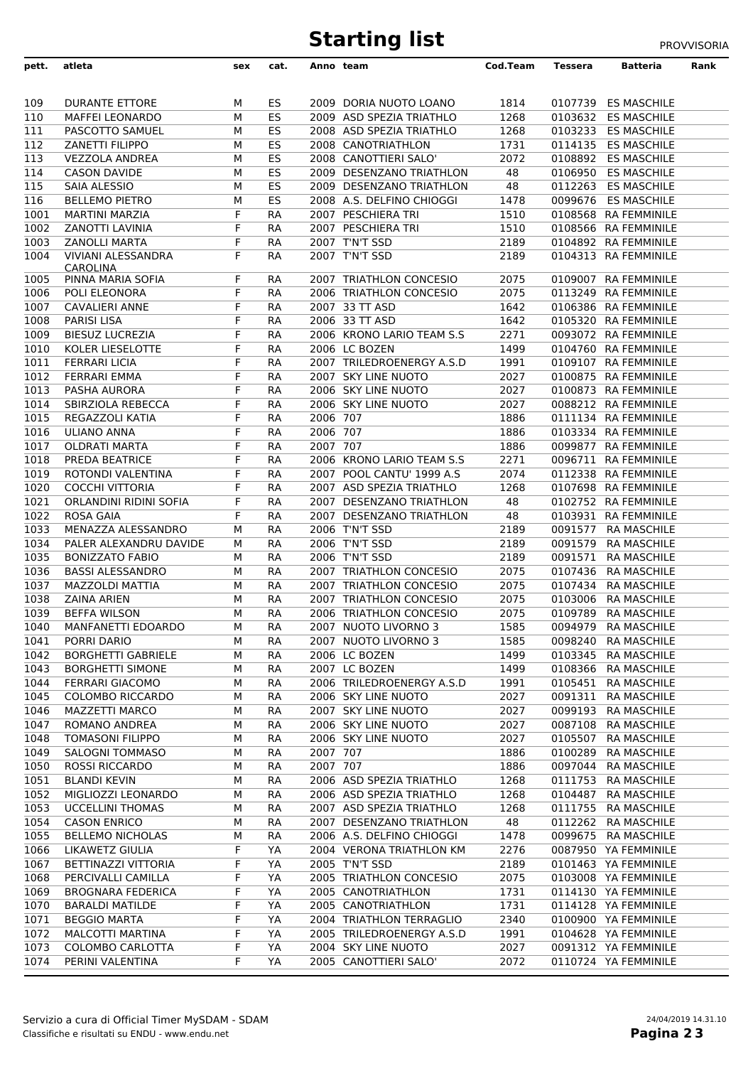# Starting list

PROVVISORIA

| pett. | atleta | sex | cat. | Anno | team | Cod.Team | Tessera | Batteria | Rank |
|---|---|---|---|---|---|---|---|---|---|
| 109 | DURANTE ETTORE | M | ES | 2009 | DORIA NUOTO LOANO | 1814 | 0107739 | ES MASCHILE | |
| 110 | MAFFEI LEONARDO | M | ES | 2009 | ASD SPEZIA TRIATHLO | 1268 | 0103632 | ES MASCHILE | |
| 111 | PASCOTTO SAMUEL | M | ES | 2008 | ASD SPEZIA TRIATHLO | 1268 | 0103233 | ES MASCHILE | |
| 112 | ZANETTI FILIPPO | M | ES | 2008 | CANOTRIATHLON | 1731 | 0114135 | ES MASCHILE | |
| 113 | VEZZOLA ANDREA | M | ES | 2008 | CANOTTIERI SALO' | 2072 | 0108892 | ES MASCHILE | |
| 114 | CASON DAVIDE | M | ES | 2009 | DESENZANO TRIATHLON | 48 | 0106950 | ES MASCHILE | |
| 115 | SAIA ALESSIO | M | ES | 2009 | DESENZANO TRIATHLON | 48 | 0112263 | ES MASCHILE | |
| 116 | BELLEMO PIETRO | M | ES | 2008 | A.S. DELFINO CHIOGGI | 1478 | 0099676 | ES MASCHILE | |
| 1001 | MARTINI MARZIA | F | RA | 2007 | PESCHIERA TRI | 1510 | 0108568 | RA FEMMINILE | |
| 1002 | ZANOTTI LAVINIA | F | RA | 2007 | PESCHIERA TRI | 1510 | 0108566 | RA FEMMINILE | |
| 1003 | ZANOLLI MARTA | F | RA | 2007 | T'N'T SSD | 2189 | 0104892 | RA FEMMINILE | |
| 1004 | VIVIANI ALESSANDRA CAROLINA | F | RA | 2007 | T'N'T SSD | 2189 | 0104313 | RA FEMMINILE | |
| 1005 | PINNA MARIA SOFIA | F | RA | 2007 | TRIATHLON CONCESIO | 2075 | 0109007 | RA FEMMINILE | |
| 1006 | POLI ELEONORA | F | RA | 2006 | TRIATHLON CONCESIO | 2075 | 0113249 | RA FEMMINILE | |
| 1007 | CAVALIERI ANNE | F | RA | 2007 | 33 TT ASD | 1642 | 0106386 | RA FEMMINILE | |
| 1008 | PARISI LISA | F | RA | 2006 | 33 TT ASD | 1642 | 0105320 | RA FEMMINILE | |
| 1009 | BIESUZ LUCREZIA | F | RA | 2006 | KRONO LARIO TEAM S.S | 2271 | 0093072 | RA FEMMINILE | |
| 1010 | KOLER LIESELOTTE | F | RA | 2006 | LC BOZEN | 1499 | 0104760 | RA FEMMINILE | |
| 1011 | FERRARI LICIA | F | RA | 2007 | TRILEDROENERGY A.S.D | 1991 | 0109107 | RA FEMMINILE | |
| 1012 | FERRARI EMMA | F | RA | 2007 | SKY LINE NUOTO | 2027 | 0100875 | RA FEMMINILE | |
| 1013 | PASHA AURORA | F | RA | 2006 | SKY LINE NUOTO | 2027 | 0100873 | RA FEMMINILE | |
| 1014 | SBIRZIOLA REBECCA | F | RA | 2006 | SKY LINE NUOTO | 2027 | 0088212 | RA FEMMINILE | |
| 1015 | REGAZZOLI KATIA | F | RA | 2006 | 707 | 1886 | 0111134 | RA FEMMINILE | |
| 1016 | ULIANO ANNA | F | RA | 2006 | 707 | 1886 | 0103334 | RA FEMMINILE | |
| 1017 | OLDRATI MARTA | F | RA | 2007 | 707 | 1886 | 0099877 | RA FEMMINILE | |
| 1018 | PREDA BEATRICE | F | RA | 2006 | KRONO LARIO TEAM S.S | 2271 | 0096711 | RA FEMMINILE | |
| 1019 | ROTONDI VALENTINA | F | RA | 2007 | POOL CANTU' 1999 A.S | 2074 | 0112338 | RA FEMMINILE | |
| 1020 | COCCHI VITTORIA | F | RA | 2007 | ASD SPEZIA TRIATHLO | 1268 | 0107698 | RA FEMMINILE | |
| 1021 | ORLANDINI RIDINI SOFIA | F | RA | 2007 | DESENZANO TRIATHLON | 48 | 0102752 | RA FEMMINILE | |
| 1022 | ROSA GAIA | F | RA | 2007 | DESENZANO TRIATHLON | 48 | 0103931 | RA FEMMINILE | |
| 1033 | MENAZZA ALESSANDRO | M | RA | 2006 | T'N'T SSD | 2189 | 0091577 | RA MASCHILE | |
| 1034 | PALER ALEXANDRU DAVIDE | M | RA | 2006 | T'N'T SSD | 2189 | 0091579 | RA MASCHILE | |
| 1035 | BONIZZATO FABIO | M | RA | 2006 | T'N'T SSD | 2189 | 0091571 | RA MASCHILE | |
| 1036 | BASSI ALESSANDRO | M | RA | 2007 | TRIATHLON CONCESIO | 2075 | 0107436 | RA MASCHILE | |
| 1037 | MAZZOLDI MATTIA | M | RA | 2007 | TRIATHLON CONCESIO | 2075 | 0107434 | RA MASCHILE | |
| 1038 | ZAINA ARIEN | M | RA | 2007 | TRIATHLON CONCESIO | 2075 | 0103006 | RA MASCHILE | |
| 1039 | BEFFA WILSON | M | RA | 2006 | TRIATHLON CONCESIO | 2075 | 0109789 | RA MASCHILE | |
| 1040 | MANFANETTI EDOARDO | M | RA | 2007 | NUOTO LIVORNO 3 | 1585 | 0094979 | RA MASCHILE | |
| 1041 | PORRI DARIO | M | RA | 2007 | NUOTO LIVORNO 3 | 1585 | 0098240 | RA MASCHILE | |
| 1042 | BORGHETTI GABRIELE | M | RA | 2006 | LC BOZEN | 1499 | 0103345 | RA MASCHILE | |
| 1043 | BORGHETTI SIMONE | M | RA | 2007 | LC BOZEN | 1499 | 0108366 | RA MASCHILE | |
| 1044 | FERRARI GIACOMO | M | RA | 2006 | TRILEDROENERGY A.S.D | 1991 | 0105451 | RA MASCHILE | |
| 1045 | COLOMBO RICCARDO | M | RA | 2006 | SKY LINE NUOTO | 2027 | 0091311 | RA MASCHILE | |
| 1046 | MAZZETTI MARCO | M | RA | 2007 | SKY LINE NUOTO | 2027 | 0099193 | RA MASCHILE | |
| 1047 | ROMANO ANDREA | M | RA | 2006 | SKY LINE NUOTO | 2027 | 0087108 | RA MASCHILE | |
| 1048 | TOMASONI FILIPPO | M | RA | 2006 | SKY LINE NUOTO | 2027 | 0105507 | RA MASCHILE | |
| 1049 | SALOGNI TOMMASO | M | RA | 2007 | 707 | 1886 | 0100289 | RA MASCHILE | |
| 1050 | ROSSI RICCARDO | M | RA | 2007 | 707 | 1886 | 0097044 | RA MASCHILE | |
| 1051 | BLANDI KEVIN | M | RA | 2006 | ASD SPEZIA TRIATHLO | 1268 | 0111753 | RA MASCHILE | |
| 1052 | MIGLIOZZI LEONARDO | M | RA | 2006 | ASD SPEZIA TRIATHLO | 1268 | 0104487 | RA MASCHILE | |
| 1053 | UCCELLINI THOMAS | M | RA | 2007 | ASD SPEZIA TRIATHLO | 1268 | 0111755 | RA MASCHILE | |
| 1054 | CASON ENRICO | M | RA | 2007 | DESENZANO TRIATHLON | 48 | 0112262 | RA MASCHILE | |
| 1055 | BELLEMO NICHOLAS | M | RA | 2006 | A.S. DELFINO CHIOGGI | 1478 | 0099675 | RA MASCHILE | |
| 1066 | LIKAWETZ GIULIA | F | YA | 2004 | VERONA TRIATHLON KM | 2276 | 0087950 | YA FEMMINILE | |
| 1067 | BETTINAZZI VITTORIA | F | YA | 2005 | T'N'T SSD | 2189 | 0101463 | YA FEMMINILE | |
| 1068 | PERCIVALLI CAMILLA | F | YA | 2005 | TRIATHLON CONCESIO | 2075 | 0103008 | YA FEMMINILE | |
| 1069 | BROGNARA FEDERICA | F | YA | 2005 | CANOTRIATHLON | 1731 | 0114130 | YA FEMMINILE | |
| 1070 | BARALDI MATILDE | F | YA | 2005 | CANOTRIATHLON | 1731 | 0114128 | YA FEMMINILE | |
| 1071 | BEGGIO MARTA | F | YA | 2004 | TRIATHLON TERRAGLIO | 2340 | 0100900 | YA FEMMINILE | |
| 1072 | MALCOTTI MARTINA | F | YA | 2005 | TRILEDROENERGY A.S.D | 1991 | 0104628 | YA FEMMINILE | |
| 1073 | COLOMBO CARLOTTA | F | YA | 2004 | SKY LINE NUOTO | 2027 | 0091312 | YA FEMMINILE | |
| 1074 | PERINI VALENTINA | F | YA | 2005 | CANOTTIERI SALO' | 2072 | 0110724 | YA FEMMINILE | |

Servizio a cura di Official Timer MySDAM - SDAM
Classifiche e risultati su ENDU - www.endu.net

24/04/2019 14.31.10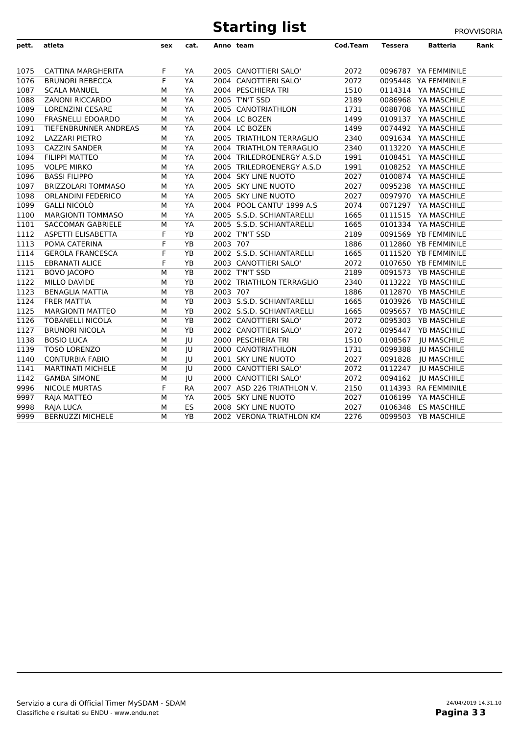# Starting list

PROVVISORIA

| pett. | atleta | sex | cat. | Anno | team | Cod.Team | Tessera | Batteria | Rank |
|---|---|---|---|---|---|---|---|---|---|
| 1075 | CATTINA MARGHERITA | F | YA | 2005 | CANOTTIERI SALO' | 2072 | 0096787 | YA FEMMINILE | |
| 1076 | BRUNORI REBECCA | F | YA | 2004 | CANOTTIERI SALO' | 2072 | 0095448 | YA FEMMINILE | |
| 1087 | SCALA MANUEL | M | YA | 2004 | PESCHIERA TRI | 1510 | 0114314 | YA MASCHILE | |
| 1088 | ZANONI RICCARDO | M | YA | 2005 | T'N'T SSD | 2189 | 0086968 | YA MASCHILE | |
| 1089 | LORENZINI CESARE | M | YA | 2005 | CANOTRIATHLON | 1731 | 0088708 | YA MASCHILE | |
| 1090 | FRASNELLI EDOARDO | M | YA | 2004 | LC BOZEN | 1499 | 0109137 | YA MASCHILE | |
| 1091 | TIEFENBRUNNER ANDREAS | M | YA | 2004 | LC BOZEN | 1499 | 0074492 | YA MASCHILE | |
| 1092 | LAZZARI PIETRO | M | YA | 2005 | TRIATHLON TERRAGLIO | 2340 | 0091634 | YA MASCHILE | |
| 1093 | CAZZIN SANDER | M | YA | 2004 | TRIATHLON TERRAGLIO | 2340 | 0113220 | YA MASCHILE | |
| 1094 | FILIPPI MATTEO | M | YA | 2004 | TRILEDROENERGY A.S.D | 1991 | 0108451 | YA MASCHILE | |
| 1095 | VOLPE MIRKO | M | YA | 2005 | TRILEDROENERGY A.S.D | 1991 | 0108252 | YA MASCHILE | |
| 1096 | BASSI FILIPPO | M | YA | 2004 | SKY LINE NUOTO | 2027 | 0100874 | YA MASCHILE | |
| 1097 | BRIZZOLARI TOMMASO | M | YA | 2005 | SKY LINE NUOTO | 2027 | 0095238 | YA MASCHILE | |
| 1098 | ORLANDINI FEDERICO | M | YA | 2005 | SKY LINE NUOTO | 2027 | 0097970 | YA MASCHILE | |
| 1099 | GALLI NICOLÒ | M | YA | 2004 | POOL CANTU' 1999 A.S | 2074 | 0071297 | YA MASCHILE | |
| 1100 | MARGIONTI TOMMASO | M | YA | 2005 | S.S.D. SCHIANTARELLI | 1665 | 0111515 | YA MASCHILE | |
| 1101 | SACCOMAN GABRIELE | M | YA | 2005 | S.S.D. SCHIANTARELLI | 1665 | 0101334 | YA MASCHILE | |
| 1112 | ASPETTI ELISABETTA | F | YB | 2002 | T'N'T SSD | 2189 | 0091569 | YB FEMMINILE | |
| 1113 | POMA CATERINA | F | YB | 2003 | 707 | 1886 | 0112860 | YB FEMMINILE | |
| 1114 | GEROLA FRANCESCA | F | YB | 2002 | S.S.D. SCHIANTARELLI | 1665 | 0111520 | YB FEMMINILE | |
| 1115 | EBRANATI ALICE | F | YB | 2003 | CANOTTIERI SALO' | 2072 | 0107650 | YB FEMMINILE | |
| 1121 | BOVO JACOPO | M | YB | 2002 | T'N'T SSD | 2189 | 0091573 | YB MASCHILE | |
| 1122 | MILLO DAVIDE | M | YB | 2002 | TRIATHLON TERRAGLIO | 2340 | 0113222 | YB MASCHILE | |
| 1123 | BENAGLIA MATTIA | M | YB | 2003 | 707 | 1886 | 0112870 | YB MASCHILE | |
| 1124 | FRER MATTIA | M | YB | 2003 | S.S.D. SCHIANTARELLI | 1665 | 0103926 | YB MASCHILE | |
| 1125 | MARGIONTI MATTEO | M | YB | 2002 | S.S.D. SCHIANTARELLI | 1665 | 0095657 | YB MASCHILE | |
| 1126 | TOBANELLI NICOLA | M | YB | 2002 | CANOTTIERI SALO' | 2072 | 0095303 | YB MASCHILE | |
| 1127 | BRUNORI NICOLA | M | YB | 2002 | CANOTTIERI SALO' | 2072 | 0095447 | YB MASCHILE | |
| 1138 | BOSIO LUCA | M | JU | 2000 | PESCHIERA TRI | 1510 | 0108567 | JU MASCHILE | |
| 1139 | TOSO LORENZO | M | JU | 2000 | CANOTRIATHLON | 1731 | 0099388 | JU MASCHILE | |
| 1140 | CONTURBIA FABIO | M | JU | 2001 | SKY LINE NUOTO | 2027 | 0091828 | JU MASCHILE | |
| 1141 | MARTINATI MICHELE | M | JU | 2000 | CANOTTIERI SALO' | 2072 | 0112247 | JU MASCHILE | |
| 1142 | GAMBA SIMONE | M | JU | 2000 | CANOTTIERI SALO' | 2072 | 0094162 | JU MASCHILE | |
| 9996 | NICOLE MURTAS | F | RA | 2007 | ASD 226 TRIATHLON V. | 2150 | 0114393 | RA FEMMINILE | |
| 9997 | RAJA MATTEO | M | YA | 2005 | SKY LINE NUOTO | 2027 | 0106199 | YA MASCHILE | |
| 9998 | RAJA LUCA | M | ES | 2008 | SKY LINE NUOTO | 2027 | 0106348 | ES MASCHILE | |
| 9999 | BERNUZZI MICHELE | M | YB | 2002 | VERONA TRIATHLON KM | 2276 | 0099503 | YB MASCHILE | |

Servizio a cura di Official Timer MySDAM - SDAM
Classifiche e risultati su ENDU - www.endu.net

24/04/2019 14.31.10